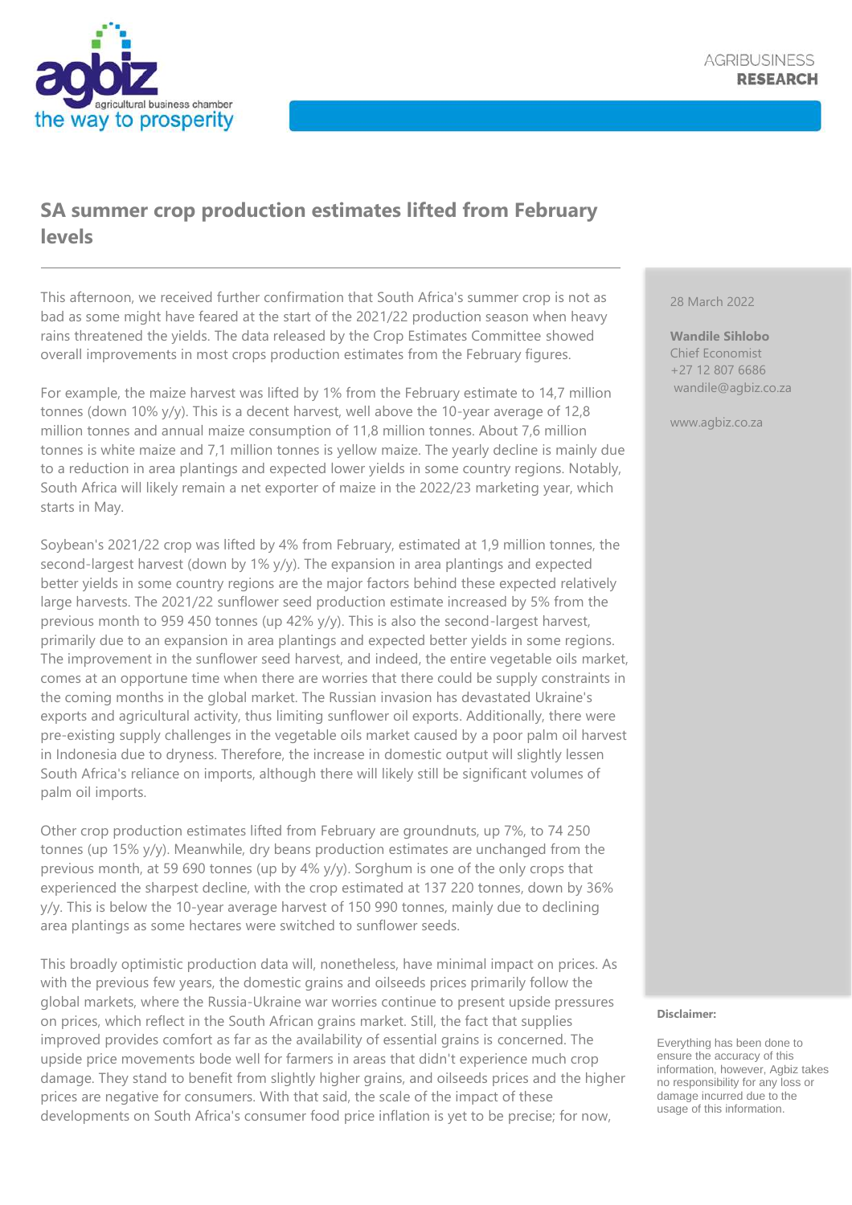agbiz

agricultural business chamber

the way to prosperity

AGRIBUSINESS **RESEARCH**

# SA summer crop production estimates lifted from February levels

28 March 2022

**Wandile Sihlobo**
Chief Economist
+27 12 807 6686
wandile@agbiz.co.za

www.agbiz.co.za

This afternoon, we received further confirmation that South Africa's summer crop is not as bad as some might have feared at the start of the 2021/22 production season when heavy rains threatened the yields. The data released by the Crop Estimates Committee showed overall improvements in most crops production estimates from the February figures.

For example, the maize harvest was lifted by 1% from the February estimate to 14,7 million tonnes (down 10% y/y). This is a decent harvest, well above the 10-year average of 12,8 million tonnes and annual maize consumption of 11,8 million tonnes. About 7,6 million tonnes is white maize and 7,1 million tonnes is yellow maize. The yearly decline is mainly due to a reduction in area plantings and expected lower yields in some country regions. Notably, South Africa will likely remain a net exporter of maize in the 2022/23 marketing year, which starts in May.

Soybean's 2021/22 crop was lifted by 4% from February, estimated at 1,9 million tonnes, the second-largest harvest (down by 1% y/y). The expansion in area plantings and expected better yields in some country regions are the major factors behind these expected relatively large harvests. The 2021/22 sunflower seed production estimate increased by 5% from the previous month to 959 450 tonnes (up 42% y/y). This is also the second-largest harvest, primarily due to an expansion in area plantings and expected better yields in some regions. The improvement in the sunflower seed harvest, and indeed, the entire vegetable oils market, comes at an opportune time when there are worries that there could be supply constraints in the coming months in the global market. The Russian invasion has devastated Ukraine's exports and agricultural activity, thus limiting sunflower oil exports. Additionally, there were pre-existing supply challenges in the vegetable oils market caused by a poor palm oil harvest in Indonesia due to dryness. Therefore, the increase in domestic output will slightly lessen South Africa's reliance on imports, although there will likely still be significant volumes of palm oil imports.

Other crop production estimates lifted from February are groundnuts, up 7%, to 74 250 tonnes (up 15% y/y). Meanwhile, dry beans production estimates are unchanged from the previous month, at 59 690 tonnes (up by 4% y/y). Sorghum is one of the only crops that experienced the sharpest decline, with the crop estimated at 137 220 tonnes, down by 36% y/y. This is below the 10-year average harvest of 150 990 tonnes, mainly due to declining area plantings as some hectares were switched to sunflower seeds.

This broadly optimistic production data will, nonetheless, have minimal impact on prices. As with the previous few years, the domestic grains and oilseeds prices primarily follow the global markets, where the Russia-Ukraine war worries continue to present upside pressures on prices, which reflect in the South African grains market. Still, the fact that supplies improved provides comfort as far as the availability of essential grains is concerned. The upside price movements bode well for farmers in areas that didn't experience much crop damage. They stand to benefit from slightly higher grains, and oilseeds prices and the higher prices are negative for consumers. With that said, the scale of the impact of these developments on South Africa's consumer food price inflation is yet to be precise; for now,

**Disclaimer:**

Everything has been done to ensure the accuracy of this information, however, Agbiz takes no responsibility for any loss or damage incurred due to the usage of this information.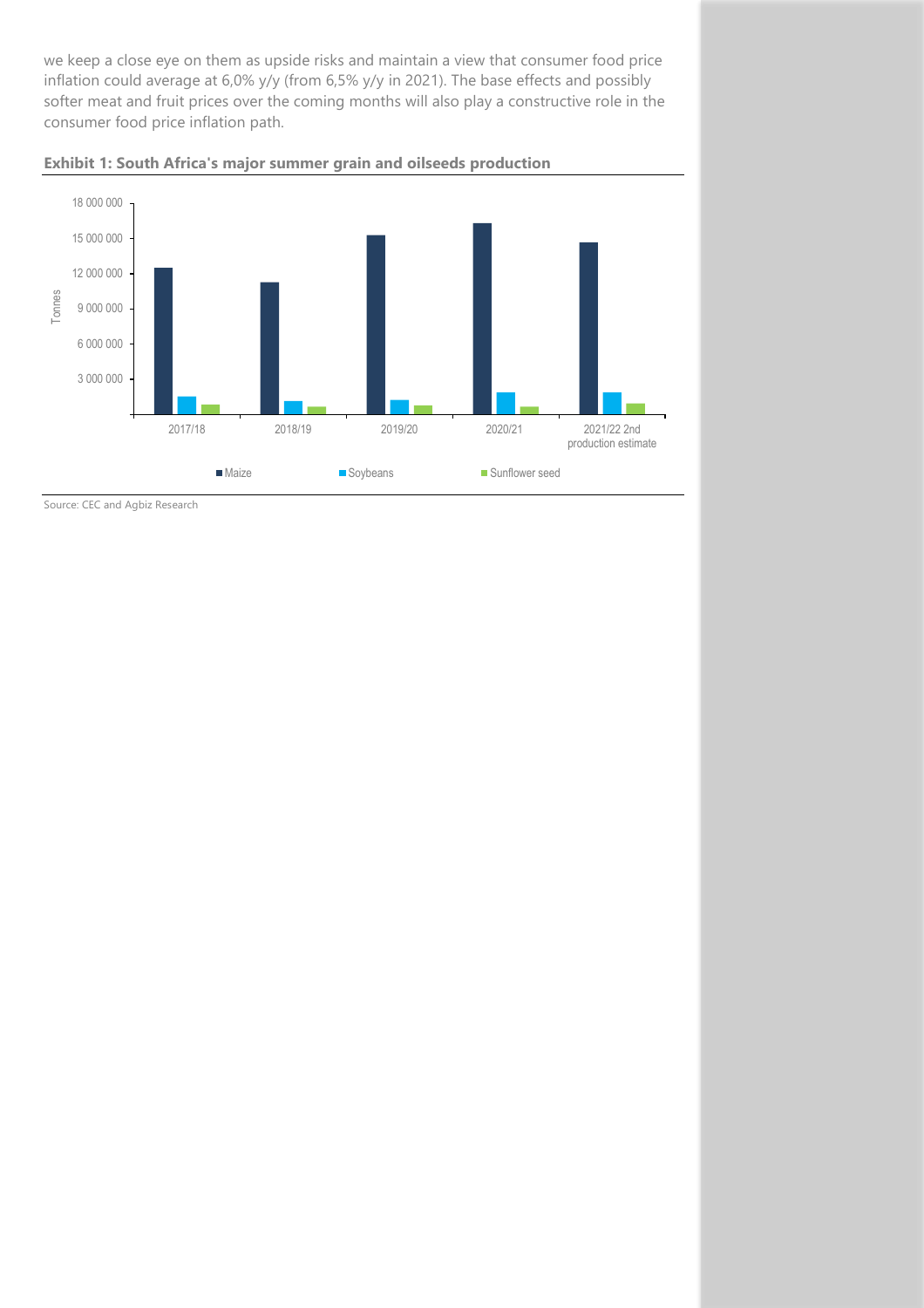we keep a close eye on them as upside risks and maintain a view that consumer food price inflation could average at 6,0% y/y (from 6,5% y/y in 2021). The base effects and possibly softer meat and fruit prices over the coming months will also play a constructive role in the consumer food price inflation path.

**Exhibit 1: South Africa's major summer grain and oilseeds production**

18 000 000
15 000 000
12 000 000
9 000 000
6 000 000
3 000 000

Tonnes

2017/18
2018/19
2019/20
2020/21
2021/22 2nd production estimate

Maize
Soybeans
Sunflower seed

Source: CEC and Agbiz Research